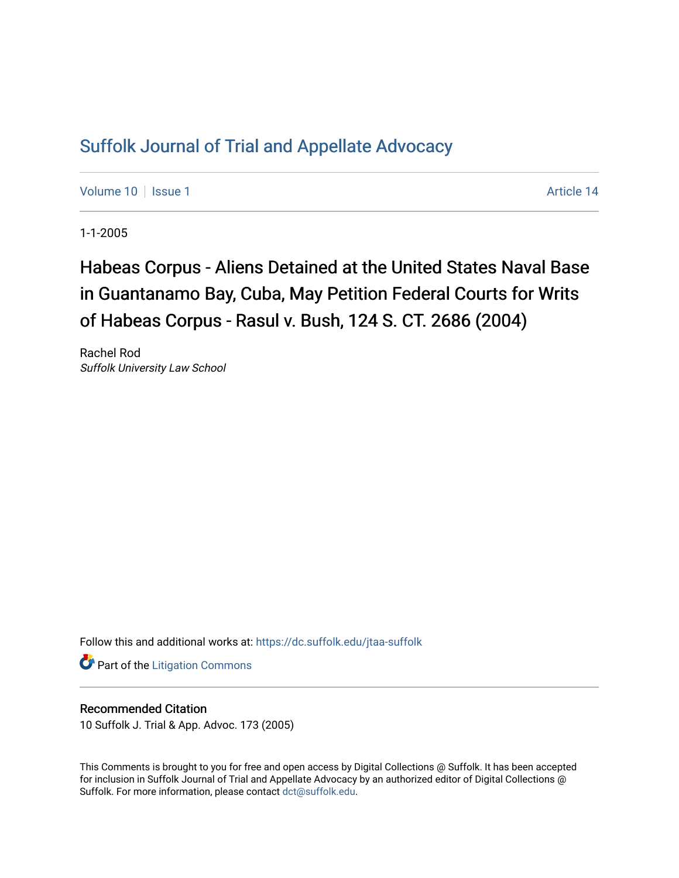# Suffolk Journal of Trial and Appellate Advocacy

Volume 10 | Issue 1 Article 14

1-1-2005

## Habeas Corpus - Aliens Detained at the United States Naval Base in Guantanamo Bay, Cuba, May Petition Federal Courts for Writs of Habeas Corpus - Rasul v. Bush, 124 S. CT. 2686 (2004)

Rachel Rod
*Suffolk University Law School*

Follow this and additional works at: https://dc.suffolk.edu/jtaa-suffolk

Part of the Litigation Commons

### Recommended Citation

10 Suffolk J. Trial & App. Advoc. 173 (2005)

This Comments is brought to you for free and open access by Digital Collections @ Suffolk. It has been accepted for inclusion in Suffolk Journal of Trial and Appellate Advocacy by an authorized editor of Digital Collections @ Suffolk. For more information, please contact dct@suffolk.edu.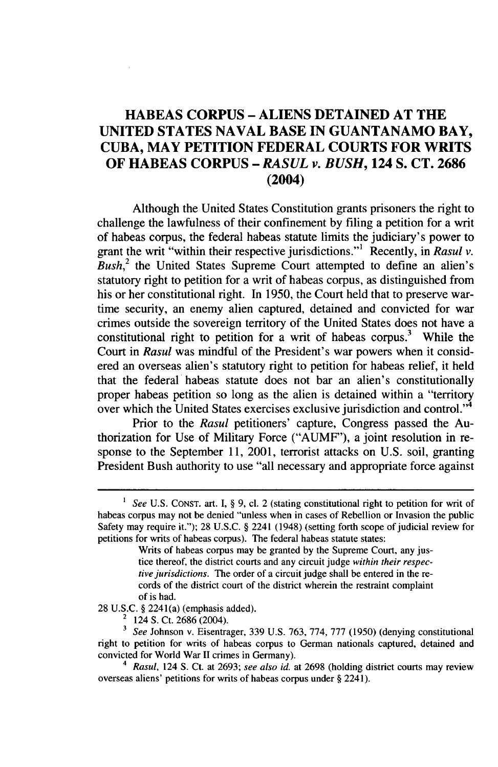# HABEAS CORPUS – ALIENS DETAINED AT THE UNITED STATES NAVAL BASE IN GUANTANAMO BAY, CUBA, MAY PETITION FEDERAL COURTS FOR WRITS OF HABEAS CORPUS – *RASUL v. BUSH*, 124 S. CT. 2686 (2004)

Although the United States Constitution grants prisoners the right to challenge the lawfulness of their confinement by filing a petition for a writ of habeas corpus, the federal habeas statute limits the judiciary's power to grant the writ "within their respective jurisdictions."[1] Recently, in *Rasul v. Bush*,[2] the United States Supreme Court attempted to define an alien's statutory right to petition for a writ of habeas corpus, as distinguished from his or her constitutional right. In 1950, the Court held that to preserve wartime security, an enemy alien captured, detained and convicted for war crimes outside the sovereign territory of the United States does not have a constitutional right to petition for a writ of habeas corpus.[3] While the Court in *Rasul* was mindful of the President's war powers when it considered an overseas alien's statutory right to petition for habeas relief, it held that the federal habeas statute does not bar an alien's constitutionally proper habeas petition so long as the alien is detained within a "territory over which the United States exercises exclusive jurisdiction and control."[4]

Prior to the *Rasul* petitioners' capture, Congress passed the Authorization for Use of Military Force ("AUMF"), a joint resolution in response to the September 11, 2001, terrorist attacks on U.S. soil, granting President Bush authority to use "all necessary and appropriate force against

---

[1] *See* U.S. CONST. art. I, § 9, cl. 2 (stating constitutional right to petition for writ of habeas corpus may not be denied "unless when in cases of Rebellion or Invasion the public Safety may require it."); 28 U.S.C. § 2241 (1948) (setting forth scope of judicial review for petitions for writs of habeas corpus). The federal habeas statute states:

> Writs of habeas corpus may be granted by the Supreme Court, any justice thereof, the district courts and any circuit judge *within their respective jurisdictions*. The order of a circuit judge shall be entered in the records of the district court of the district wherein the restraint complaint of is had.

28 U.S.C. § 2241(a) (emphasis added).

[2] 124 S. Ct. 2686 (2004).

[3] *See* Johnson v. Eisentrager, 339 U.S. 763, 774, 777 (1950) (denying constitutional right to petition for writs of habeas corpus to German nationals captured, detained and convicted for World War II crimes in Germany).

[4] *Rasul*, 124 S. Ct. at 2693; *see also id.* at 2698 (holding district courts may review overseas aliens' petitions for writs of habeas corpus under § 2241).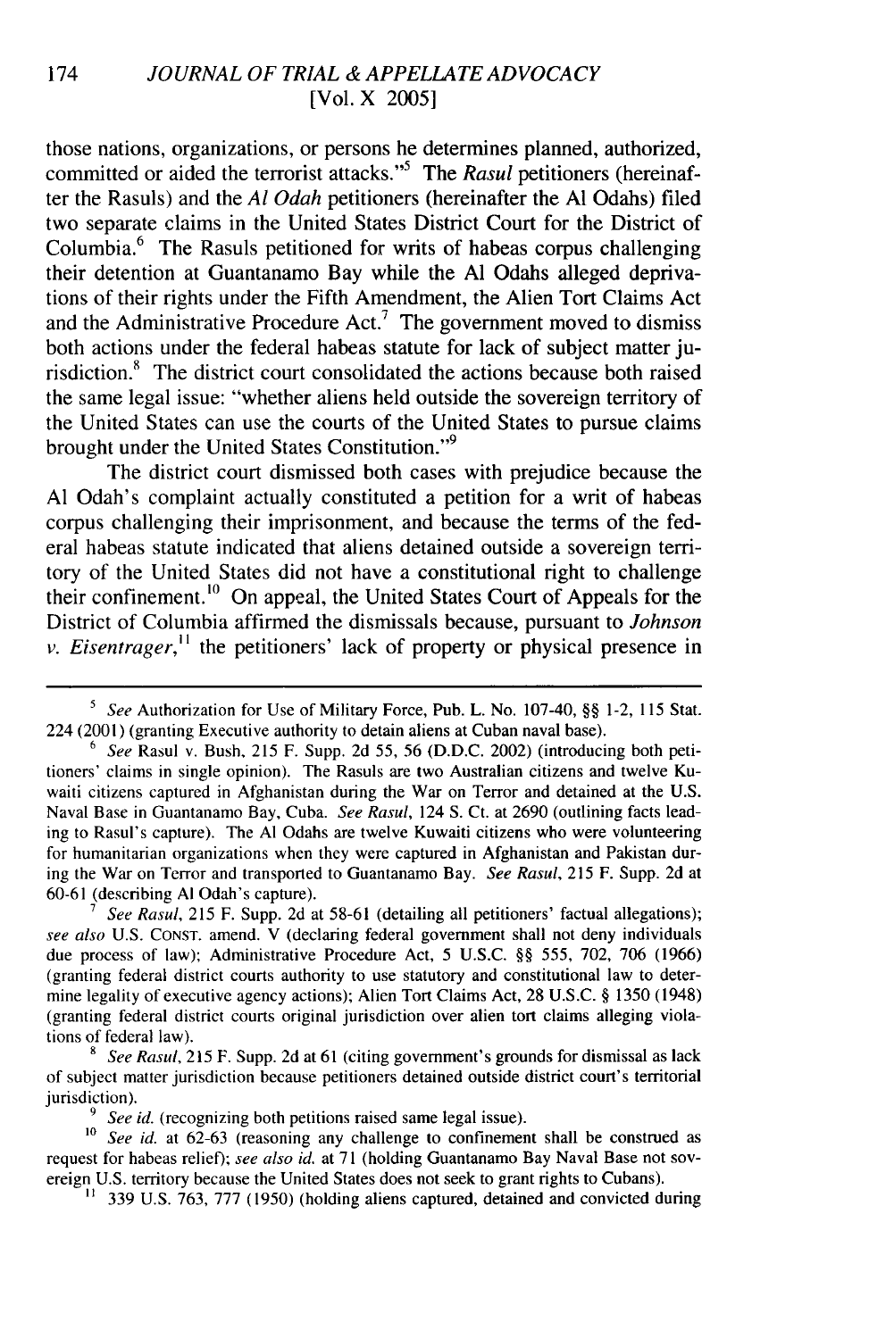those nations, organizations, or persons he determines planned, authorized, committed or aided the terrorist attacks."[5] The *Rasul* petitioners (hereinafter the Rasuls) and the *Al Odah* petitioners (hereinafter the Al Odahs) filed two separate claims in the United States District Court for the District of Columbia.[6] The Rasuls petitioned for writs of habeas corpus challenging their detention at Guantanamo Bay while the Al Odahs alleged deprivations of their rights under the Fifth Amendment, the Alien Tort Claims Act and the Administrative Procedure Act.[7] The government moved to dismiss both actions under the federal habeas statute for lack of subject matter jurisdiction.[8] The district court consolidated the actions because both raised the same legal issue: "whether aliens held outside the sovereign territory of the United States can use the courts of the United States to pursue claims brought under the United States Constitution."[9]

The district court dismissed both cases with prejudice because the Al Odah's complaint actually constituted a petition for a writ of habeas corpus challenging their imprisonment, and because the terms of the federal habeas statute indicated that aliens detained outside a sovereign territory of the United States did not have a constitutional right to challenge their confinement.[10] On appeal, the United States Court of Appeals for the District of Columbia affirmed the dismissals because, pursuant to *Johnson v. Eisentrager*,[11] the petitioners' lack of property or physical presence in

---

[5] *See* Authorization for Use of Military Force, Pub. L. No. 107-40, §§ 1-2, 115 Stat. 224 (2001) (granting Executive authority to detain aliens at Cuban naval base).

[6] *See* Rasul v. Bush, 215 F. Supp. 2d 55, 56 (D.D.C. 2002) (introducing both petitioners' claims in single opinion). The Rasuls are two Australian citizens and twelve Kuwaiti citizens captured in Afghanistan during the War on Terror and detained at the U.S. Naval Base in Guantanamo Bay, Cuba. *See Rasul*, 124 S. Ct. at 2690 (outlining facts leading to Rasul's capture). The Al Odahs are twelve Kuwaiti citizens who were volunteering for humanitarian organizations when they were captured in Afghanistan and Pakistan during the War on Terror and transported to Guantanamo Bay. *See Rasul*, 215 F. Supp. 2d at 60-61 (describing Al Odah's capture).

[7] *See Rasul*, 215 F. Supp. 2d at 58-61 (detailing all petitioners' factual allegations); *see also* U.S. CONST. amend. V (declaring federal government shall not deny individuals due process of law); Administrative Procedure Act, 5 U.S.C. §§ 555, 702, 706 (1966) (granting federal district courts authority to use statutory and constitutional law to determine legality of executive agency actions); Alien Tort Claims Act, 28 U.S.C. § 1350 (1948) (granting federal district courts original jurisdiction over alien tort claims alleging violations of federal law).

[8] *See Rasul*, 215 F. Supp. 2d at 61 (citing government's grounds for dismissal as lack of subject matter jurisdiction because petitioners detained outside district court's territorial jurisdiction).

[9] *See id.* (recognizing both petitions raised same legal issue).

[10] *See id.* at 62-63 (reasoning any challenge to confinement shall be construed as request for habeas relief); *see also id.* at 71 (holding Guantanamo Bay Naval Base not sovereign U.S. territory because the United States does not seek to grant rights to Cubans).

[11] 339 U.S. 763, 777 (1950) (holding aliens captured, detained and convicted during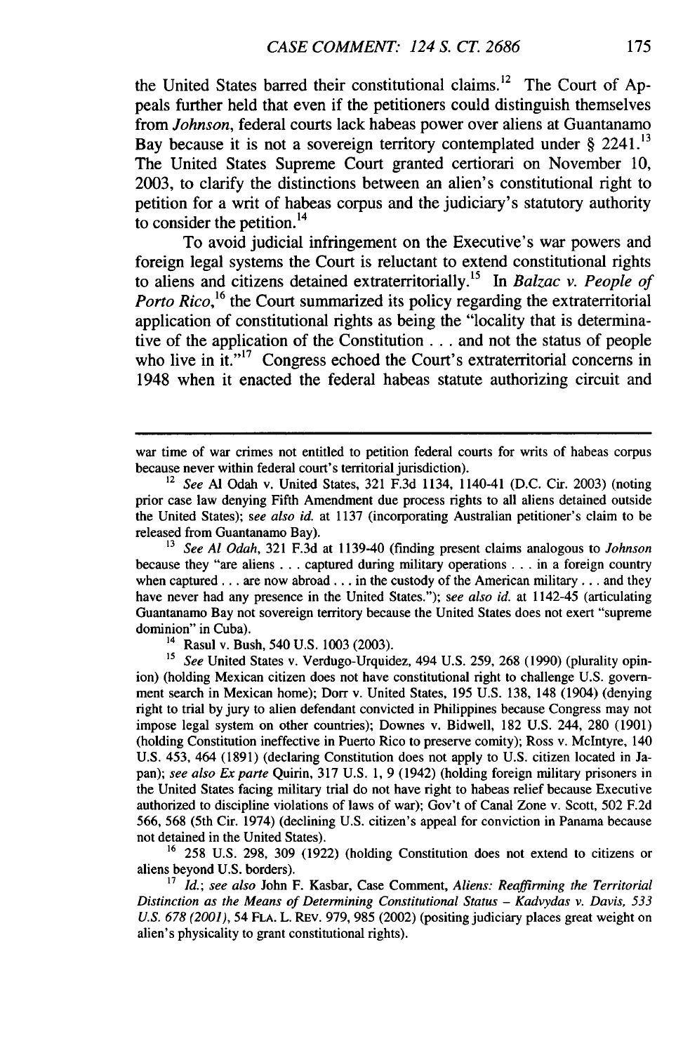the United States barred their constitutional claims.[12] The Court of Appeals further held that even if the petitioners could distinguish themselves from *Johnson*, federal courts lack habeas power over aliens at Guantanamo Bay because it is not a sovereign territory contemplated under § 2241.[13] The United States Supreme Court granted certiorari on November 10, 2003, to clarify the distinctions between an alien's constitutional right to petition for a writ of habeas corpus and the judiciary's statutory authority to consider the petition.[14]

To avoid judicial infringement on the Executive's war powers and foreign legal systems the Court is reluctant to extend constitutional rights to aliens and citizens detained extraterritorially.[15] In *Balzac v. People of Porto Rico*,[16] the Court summarized its policy regarding the extraterritorial application of constitutional rights as being the "locality that is determinative of the application of the Constitution . . . and not the status of people who live in it."[17] Congress echoed the Court's extraterritorial concerns in 1948 when it enacted the federal habeas statute authorizing circuit and

---

war time of war crimes not entitled to petition federal courts for writs of habeas corpus because never within federal court's territorial jurisdiction).

[12] *See* Al Odah v. United States, 321 F.3d 1134, 1140-41 (D.C. Cir. 2003) (noting prior case law denying Fifth Amendment due process rights to all aliens detained outside the United States); *see also id.* at 1137 (incorporating Australian petitioner's claim to be released from Guantanamo Bay).

[13] *See Al Odah*, 321 F.3d at 1139-40 (finding present claims analogous to *Johnson* because they "are aliens . . . captured during military operations . . . in a foreign country when captured . . . are now abroad . . . in the custody of the American military . . . and they have never had any presence in the United States."); *see also id.* at 1142-45 (articulating Guantanamo Bay not sovereign territory because the United States does not exert "supreme dominion" in Cuba).

[14] Rasul v. Bush, 540 U.S. 1003 (2003).

[15] *See* United States v. Verdugo-Urquidez, 494 U.S. 259, 268 (1990) (plurality opinion) (holding Mexican citizen does not have constitutional right to challenge U.S. government search in Mexican home); Dorr v. United States, 195 U.S. 138, 148 (1904) (denying right to trial by jury to alien defendant convicted in Philippines because Congress may not impose legal system on other countries); Downes v. Bidwell, 182 U.S. 244, 280 (1901) (holding Constitution ineffective in Puerto Rico to preserve comity); Ross v. McIntyre, 140 U.S. 453, 464 (1891) (declaring Constitution does not apply to U.S. citizen located in Japan); *see also Ex parte* Quirin, 317 U.S. 1, 9 (1942) (holding foreign military prisoners in the United States facing military trial do not have right to habeas relief because Executive authorized to discipline violations of laws of war); Gov't of Canal Zone v. Scott, 502 F.2d 566, 568 (5th Cir. 1974) (declining U.S. citizen's appeal for conviction in Panama because not detained in the United States).

[16] 258 U.S. 298, 309 (1922) (holding Constitution does not extend to citizens or aliens beyond U.S. borders).

[17] *Id.*; *see also* John F. Kasbar, Case Comment, *Aliens: Reaffirming the Territorial Distinction as the Means of Determining Constitutional Status – Kadvydas v. Davis, 533 U.S. 678 (2001)*, 54 FLA. L. REV. 979, 985 (2002) (positing judiciary places great weight on alien's physicality to grant constitutional rights).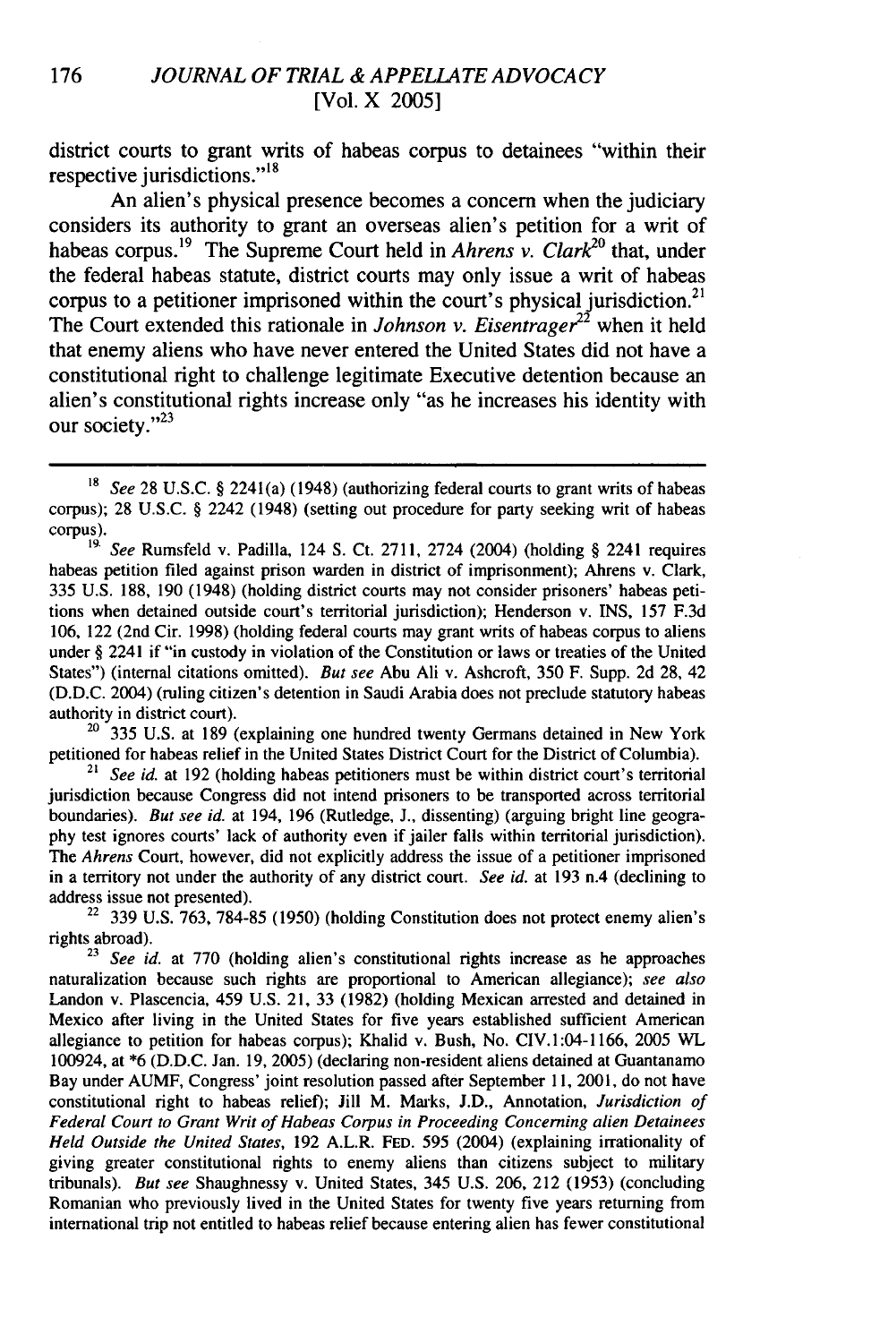district courts to grant writs of habeas corpus to detainees "within their respective jurisdictions."[18]

An alien's physical presence becomes a concern when the judiciary considers its authority to grant an overseas alien's petition for a writ of habeas corpus.[19] The Supreme Court held in *Ahrens v. Clark*[20] that, under the federal habeas statute, district courts may only issue a writ of habeas corpus to a petitioner imprisoned within the court's physical jurisdiction.[21] The Court extended this rationale in *Johnson v. Eisentrager*[22] when it held that enemy aliens who have never entered the United States did not have a constitutional right to challenge legitimate Executive detention because an alien's constitutional rights increase only "as he increases his identity with our society."[23]

---

[18] *See* 28 U.S.C. § 2241(a) (1948) (authorizing federal courts to grant writs of habeas corpus); 28 U.S.C. § 2242 (1948) (setting out procedure for party seeking writ of habeas corpus).

[19] *See* Rumsfeld v. Padilla, 124 S. Ct. 2711, 2724 (2004) (holding § 2241 requires habeas petition filed against prison warden in district of imprisonment); Ahrens v. Clark, 335 U.S. 188, 190 (1948) (holding district courts may not consider prisoners' habeas petitions when detained outside court's territorial jurisdiction); Henderson v. INS, 157 F.3d 106, 122 (2nd Cir. 1998) (holding federal courts may grant writs of habeas corpus to aliens under § 2241 if "in custody in violation of the Constitution or laws or treaties of the United States") (internal citations omitted). *But see* Abu Ali v. Ashcroft, 350 F. Supp. 2d 28, 42 (D.D.C. 2004) (ruling citizen's detention in Saudi Arabia does not preclude statutory habeas authority in district court).

[20] 335 U.S. at 189 (explaining one hundred twenty Germans detained in New York petitioned for habeas relief in the United States District Court for the District of Columbia).

[21] *See id.* at 192 (holding habeas petitioners must be within district court's territorial jurisdiction because Congress did not intend prisoners to be transported across territorial boundaries). *But see id.* at 194, 196 (Rutledge, J., dissenting) (arguing bright line geography test ignores courts' lack of authority even if jailer falls within territorial jurisdiction). The *Ahrens* Court, however, did not explicitly address the issue of a petitioner imprisoned in a territory not under the authority of any district court. *See id.* at 193 n.4 (declining to address issue not presented).

[22] 339 U.S. 763, 784-85 (1950) (holding Constitution does not protect enemy alien's rights abroad).

[23] *See id.* at 770 (holding alien's constitutional rights increase as he approaches naturalization because such rights are proportional to American allegiance); *see also* Landon v. Plascencia, 459 U.S. 21, 33 (1982) (holding Mexican arrested and detained in Mexico after living in the United States for five years established sufficient American allegiance to petition for habeas corpus); Khalid v. Bush, No. CIV.1:04-1166, 2005 WL 100924, at *6 (D.D.C. Jan. 19, 2005) (declaring non-resident aliens detained at Guantanamo Bay under AUMF, Congress' joint resolution passed after September 11, 2001, do not have constitutional right to habeas relief); Jill M. Marks, J.D., Annotation, *Jurisdiction of Federal Court to Grant Writ of Habeas Corpus in Proceeding Concerning alien Detainees Held Outside the United States*, 192 A.L.R. FED. 595 (2004) (explaining irrationality of giving greater constitutional rights to enemy aliens than citizens subject to military tribunals). *But see* Shaughnessy v. United States, 345 U.S. 206, 212 (1953) (concluding Romanian who previously lived in the United States for twenty five years returning from international trip not entitled to habeas relief because entering alien has fewer constitutional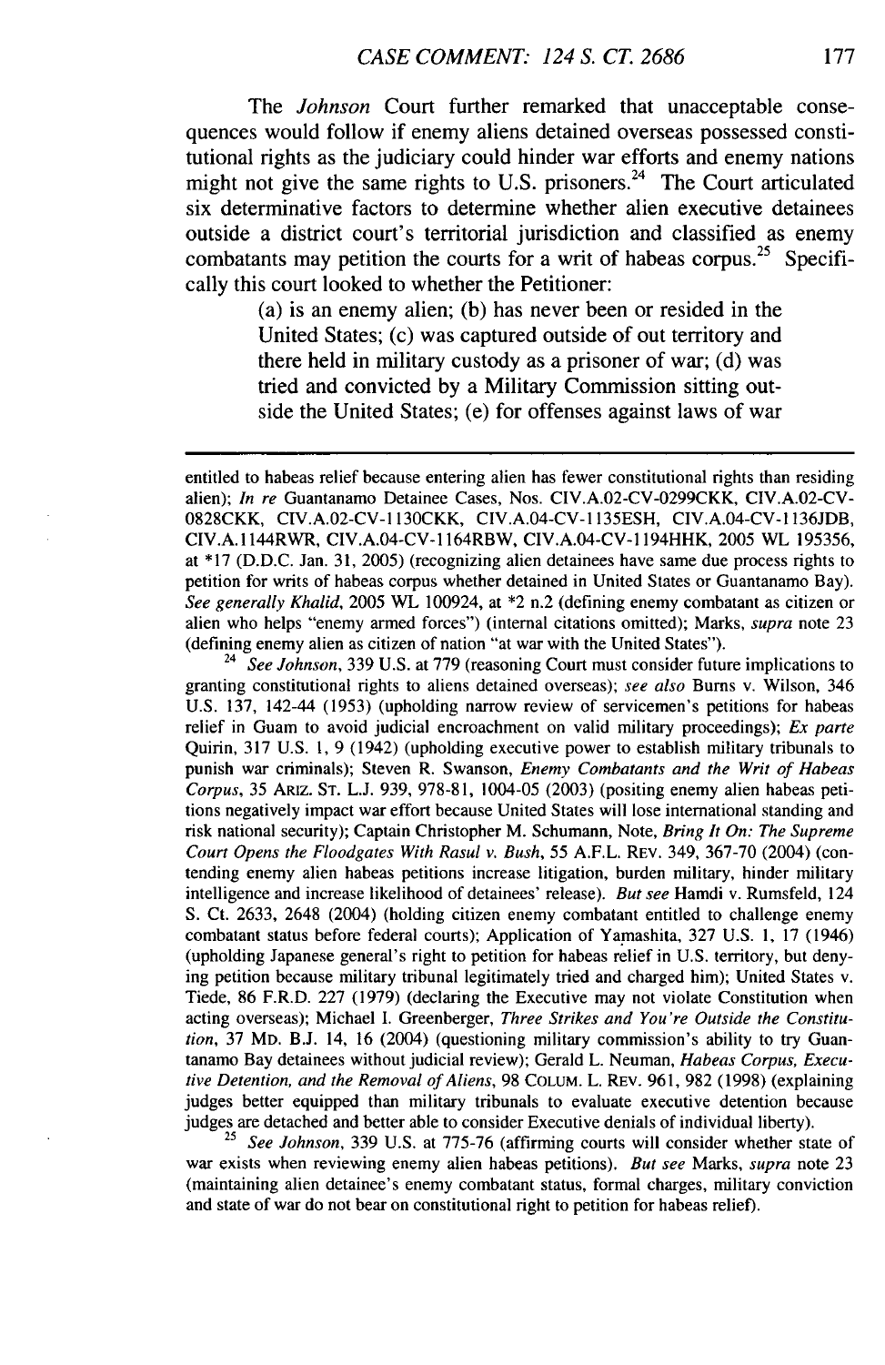The *Johnson* Court further remarked that unacceptable consequences would follow if enemy aliens detained overseas possessed constitutional rights as the judiciary could hinder war efforts and enemy nations might not give the same rights to U.S. prisoners.[24] The Court articulated six determinative factors to determine whether alien executive detainees outside a district court's territorial jurisdiction and classified as enemy combatants may petition the courts for a writ of habeas corpus.[25] Specifically this court looked to whether the Petitioner:

> (a) is an enemy alien; (b) has never been or resided in the United States; (c) was captured outside of out territory and there held in military custody as a prisoner of war; (d) was tried and convicted by a Military Commission sitting outside the United States; (e) for offenses against laws of war

---

entitled to habeas relief because entering alien has fewer constitutional rights than residing alien); *In re* Guantanamo Detainee Cases, Nos. CIV.A.02-CV-0299CKK, CIV.A.02-CV-0828CKK, CIV.A.02-CV-1130CKK, CIV.A.04-CV-1135ESH, CIV.A.04-CV-1136JDB, CIV.A.1144RWR, CIV.A.04-CV-1164RBW, CIV.A.04-CV-1194HHK, 2005 WL 195356, at *17 (D.D.C. Jan. 31, 2005) (recognizing alien detainees have same due process rights to petition for writs of habeas corpus whether detained in United States or Guantanamo Bay). *See generally Khalid*, 2005 WL 100924, at *2 n.2 (defining enemy combatant as citizen or alien who helps "enemy armed forces") (internal citations omitted); Marks, *supra* note 23 (defining enemy alien as citizen of nation "at war with the United States").

[24] *See Johnson*, 339 U.S. at 779 (reasoning Court must consider future implications to granting constitutional rights to aliens detained overseas); *see also* Burns v. Wilson, 346 U.S. 137, 142-44 (1953) (upholding narrow review of servicemen's petitions for habeas relief in Guam to avoid judicial encroachment on valid military proceedings); *Ex parte* Quirin, 317 U.S. 1, 9 (1942) (upholding executive power to establish military tribunals to punish war criminals); Steven R. Swanson, *Enemy Combatants and the Writ of Habeas Corpus*, 35 ARIZ. ST. L.J. 939, 978-81, 1004-05 (2003) (positing enemy alien habeas petitions negatively impact war effort because United States will lose international standing and risk national security); Captain Christopher M. Schumann, Note, *Bring It On: The Supreme Court Opens the Floodgates With Rasul v. Bush*, 55 A.F.L. REV. 349, 367-70 (2004) (contending enemy alien habeas petitions increase litigation, burden military, hinder military intelligence and increase likelihood of detainees' release). *But see* Hamdi v. Rumsfeld, 124 S. Ct. 2633, 2648 (2004) (holding citizen enemy combatant entitled to challenge enemy combatant status before federal courts); Application of Yamashita, 327 U.S. 1, 17 (1946) (upholding Japanese general's right to petition for habeas relief in U.S. territory, but denying petition because military tribunal legitimately tried and charged him); United States v. Tiede, 86 F.R.D. 227 (1979) (declaring the Executive may not violate Constitution when acting overseas); Michael I. Greenberger, *Three Strikes and You're Outside the Constitution*, 37 MD. B.J. 14, 16 (2004) (questioning military commission's ability to try Guantanamo Bay detainees without judicial review); Gerald L. Neuman, *Habeas Corpus, Executive Detention, and the Removal of Aliens*, 98 COLUM. L. REV. 961, 982 (1998) (explaining judges better equipped than military tribunals to evaluate executive detention because judges are detached and better able to consider Executive denials of individual liberty).

[25] *See Johnson*, 339 U.S. at 775-76 (affirming courts will consider whether state of war exists when reviewing enemy alien habeas petitions). *But see* Marks, *supra* note 23 (maintaining alien detainee's enemy combatant status, formal charges, military conviction and state of war do not bear on constitutional right to petition for habeas relief).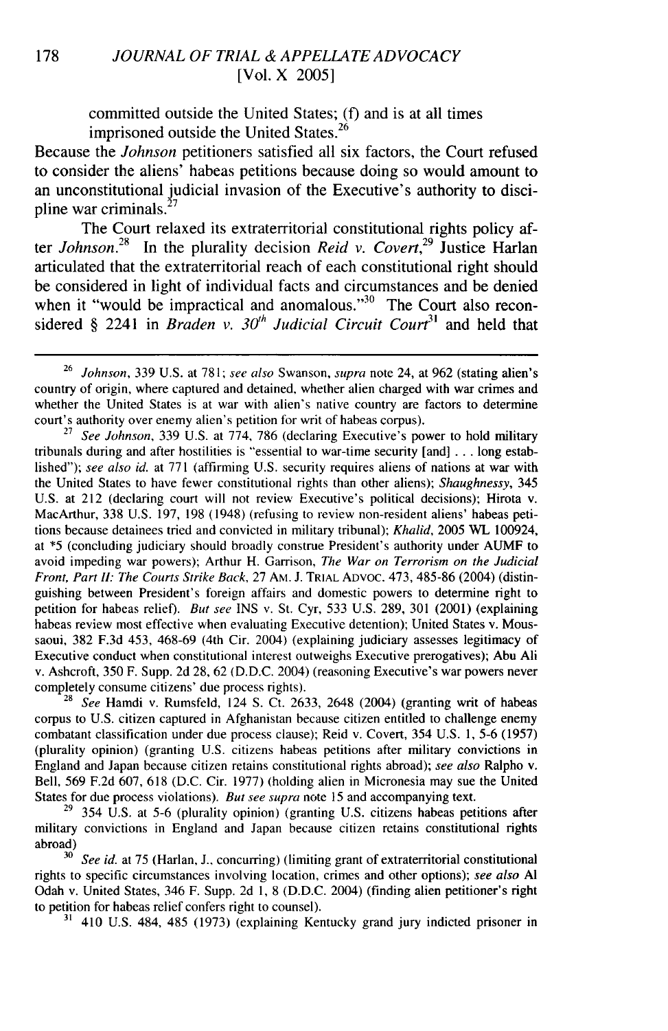committed outside the United States; (f) and is at all times imprisoned outside the United States.[26]

Because the *Johnson* petitioners satisfied all six factors, the Court refused to consider the aliens' habeas petitions because doing so would amount to an unconstitutional judicial invasion of the Executive's authority to discipline war criminals.[27]

The Court relaxed its extraterritorial constitutional rights policy after *Johnson*.[28] In the plurality decision *Reid v. Covert*,[29] Justice Harlan articulated that the extraterritorial reach of each constitutional right should be considered in light of individual facts and circumstances and be denied when it "would be impractical and anomalous."[30] The Court also reconsidered § 2241 in *Braden v. 30th Judicial Circuit Court*[31] and held that

---

[26] *Johnson*, 339 U.S. at 781; *see also* Swanson, *supra* note 24, at 962 (stating alien's country of origin, where captured and detained, whether alien charged with war crimes and whether the United States is at war with alien's native country are factors to determine court's authority over enemy alien's petition for writ of habeas corpus).

[27] *See Johnson*, 339 U.S. at 774, 786 (declaring Executive's power to hold military tribunals during and after hostilities is "essential to war-time security [and] . . . long established"); *see also id.* at 771 (affirming U.S. security requires aliens of nations at war with the United States to have fewer constitutional rights than other aliens); *Shaughnessy*, 345 U.S. at 212 (declaring court will not review Executive's political decisions); Hirota v. MacArthur, 338 U.S. 197, 198 (1948) (refusing to review non-resident aliens' habeas petitions because detainees tried and convicted in military tribunal); *Khalid*, 2005 WL 100924, at *5 (concluding judiciary should broadly construe President's authority under AUMF to avoid impeding war powers); Arthur H. Garrison, *The War on Terrorism on the Judicial Front, Part II: The Courts Strike Back*, 27 AM. J. TRIAL ADVOC. 473, 485-86 (2004) (distinguishing between President's foreign affairs and domestic powers to determine right to petition for habeas relief). *But see* INS v. St. Cyr, 533 U.S. 289, 301 (2001) (explaining habeas review most effective when evaluating Executive detention); United States v. Moussaoui, 382 F.3d 453, 468-69 (4th Cir. 2004) (explaining judiciary assesses legitimacy of Executive conduct when constitutional interest outweighs Executive prerogatives); Abu Ali v. Ashcroft, 350 F. Supp. 2d 28, 62 (D.D.C. 2004) (reasoning Executive's war powers never completely consume citizens' due process rights).

[28] *See* Hamdi v. Rumsfeld, 124 S. Ct. 2633, 2648 (2004) (granting writ of habeas corpus to U.S. citizen captured in Afghanistan because citizen entitled to challenge enemy combatant classification under due process clause); Reid v. Covert, 354 U.S. 1, 5-6 (1957) (plurality opinion) (granting U.S. citizens habeas petitions after military convictions in England and Japan because citizen retains constitutional rights abroad); *see also* Ralpho v. Bell, 569 F.2d 607, 618 (D.C. Cir. 1977) (holding alien in Micronesia may sue the United States for due process violations). *But see supra* note 15 and accompanying text.

[29] 354 U.S. at 5-6 (plurality opinion) (granting U.S. citizens habeas petitions after military convictions in England and Japan because citizen retains constitutional rights abroad)

[30] *See id.* at 75 (Harlan, J., concurring) (limiting grant of extraterritorial constitutional rights to specific circumstances involving location, crimes and other options); *see also* Al Odah v. United States, 346 F. Supp. 2d 1, 8 (D.D.C. 2004) (finding alien petitioner's right to petition for habeas relief confers right to counsel).

[31] 410 U.S. 484, 485 (1973) (explaining Kentucky grand jury indicted prisoner in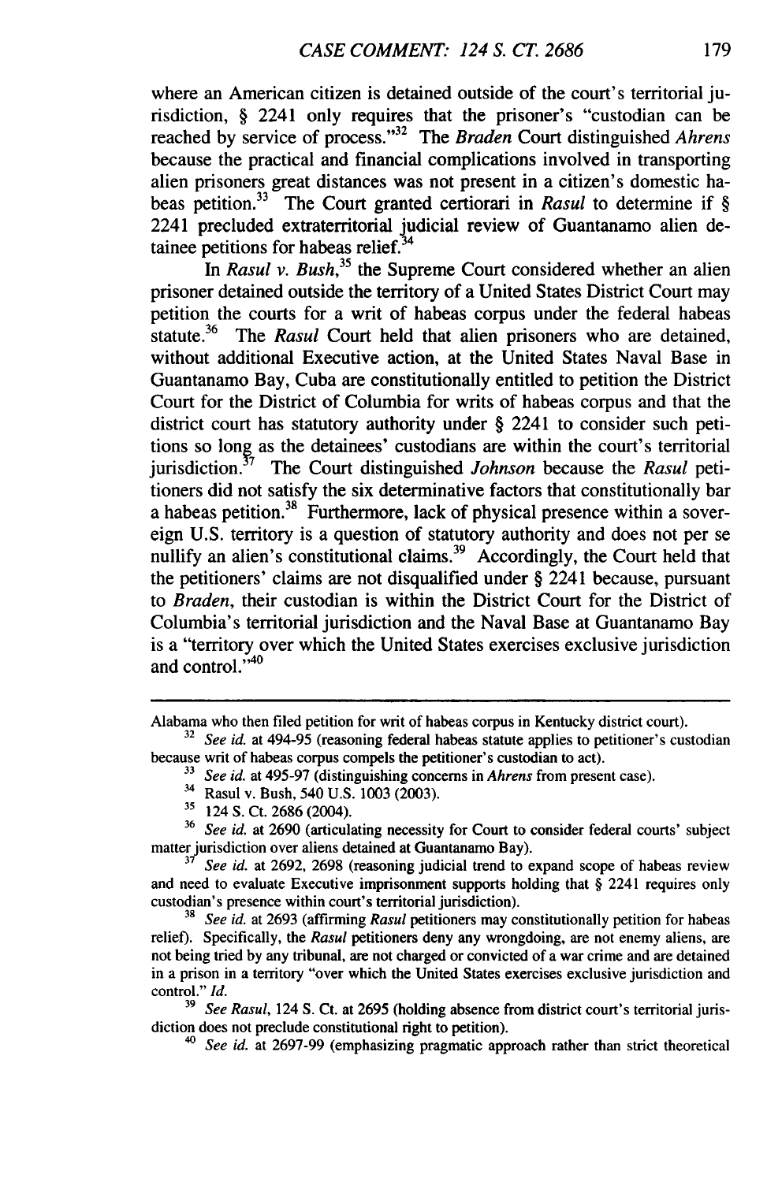where an American citizen is detained outside of the court's territorial jurisdiction, § 2241 only requires that the prisoner's "custodian can be reached by service of process."[32] The *Braden* Court distinguished *Ahrens* because the practical and financial complications involved in transporting alien prisoners great distances was not present in a citizen's domestic habeas petition.[33] The Court granted certiorari in *Rasul* to determine if § 2241 precluded extraterritorial judicial review of Guantanamo alien detainee petitions for habeas relief.[34]

In *Rasul v. Bush*,[35] the Supreme Court considered whether an alien prisoner detained outside the territory of a United States District Court may petition the courts for a writ of habeas corpus under the federal habeas statute.[36] The *Rasul* Court held that alien prisoners who are detained, without additional Executive action, at the United States Naval Base in Guantanamo Bay, Cuba are constitutionally entitled to petition the District Court for the District of Columbia for writs of habeas corpus and that the district court has statutory authority under § 2241 to consider such petitions so long as the detainees' custodians are within the court's territorial jurisdiction.[37] The Court distinguished *Johnson* because the *Rasul* petitioners did not satisfy the six determinative factors that constitutionally bar a habeas petition.[38] Furthermore, lack of physical presence within a sovereign U.S. territory is a question of statutory authority and does not per se nullify an alien's constitutional claims.[39] Accordingly, the Court held that the petitioners' claims are not disqualified under § 2241 because, pursuant to *Braden*, their custodian is within the District Court for the District of Columbia's territorial jurisdiction and the Naval Base at Guantanamo Bay is a "territory over which the United States exercises exclusive jurisdiction and control."[40]

---

Alabama who then filed petition for writ of habeas corpus in Kentucky district court).

[32] *See id.* at 494-95 (reasoning federal habeas statute applies to petitioner's custodian because writ of habeas corpus compels the petitioner's custodian to act).

[33] *See id.* at 495-97 (distinguishing concerns in *Ahrens* from present case).

[34] Rasul v. Bush, 540 U.S. 1003 (2003).

[35] 124 S. Ct. 2686 (2004).

[36] *See id.* at 2690 (articulating necessity for Court to consider federal courts' subject matter jurisdiction over aliens detained at Guantanamo Bay).

[37] *See id.* at 2692, 2698 (reasoning judicial trend to expand scope of habeas review and need to evaluate Executive imprisonment supports holding that § 2241 requires only custodian's presence within court's territorial jurisdiction).

[38] *See id.* at 2693 (affirming *Rasul* petitioners may constitutionally petition for habeas relief). Specifically, the *Rasul* petitioners deny any wrongdoing, are not enemy aliens, are not being tried by any tribunal, are not charged or convicted of a war crime and are detained in a prison in a territory "over which the United States exercises exclusive jurisdiction and control." *Id.*

[39] *See Rasul*, 124 S. Ct. at 2695 (holding absence from district court's territorial jurisdiction does not preclude constitutional right to petition).

[40] *See id.* at 2697-99 (emphasizing pragmatic approach rather than strict theoretical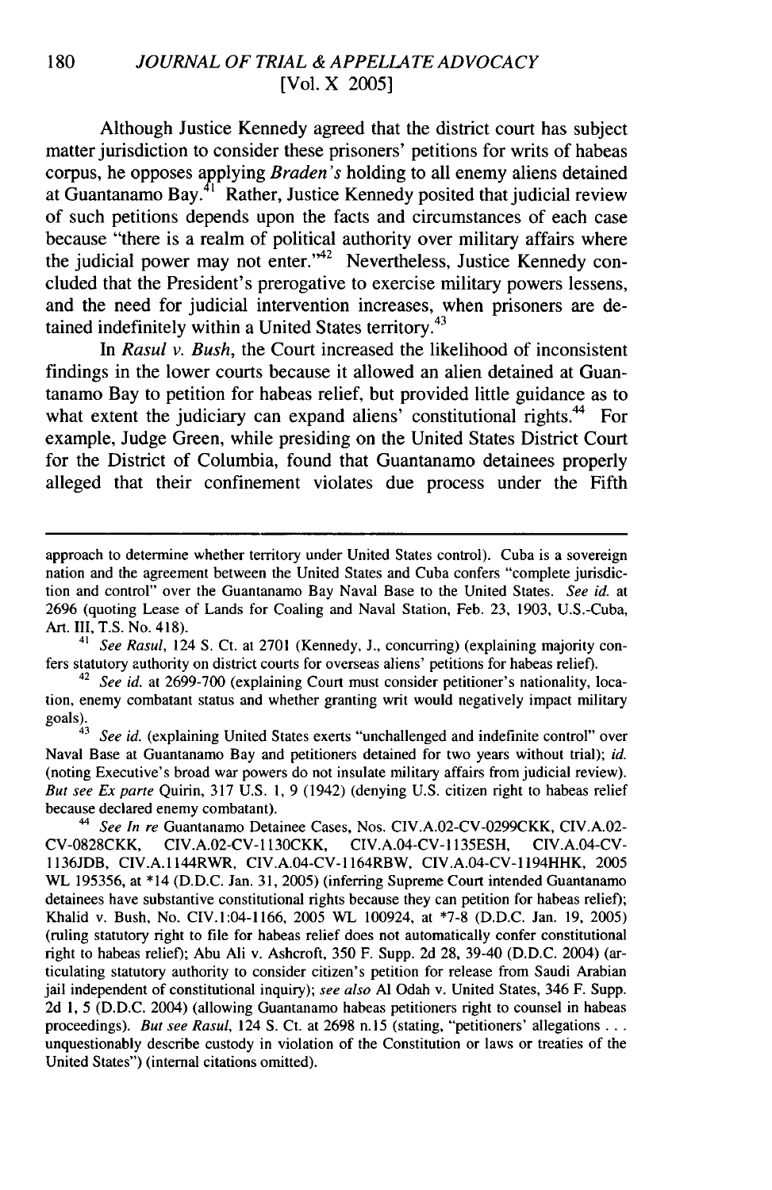Although Justice Kennedy agreed that the district court has subject matter jurisdiction to consider these prisoners' petitions for writs of habeas corpus, he opposes applying *Braden's* holding to all enemy aliens detained at Guantanamo Bay.[41] Rather, Justice Kennedy posited that judicial review of such petitions depends upon the facts and circumstances of each case because "there is a realm of political authority over military affairs where the judicial power may not enter."[42] Nevertheless, Justice Kennedy concluded that the President's prerogative to exercise military powers lessens, and the need for judicial intervention increases, when prisoners are detained indefinitely within a United States territory.[43]

In *Rasul v. Bush*, the Court increased the likelihood of inconsistent findings in the lower courts because it allowed an alien detained at Guantanamo Bay to petition for habeas relief, but provided little guidance as to what extent the judiciary can expand aliens' constitutional rights.[44] For example, Judge Green, while presiding on the United States District Court for the District of Columbia, found that Guantanamo detainees properly alleged that their confinement violates due process under the Fifth

---

approach to determine whether territory under United States control). Cuba is a sovereign nation and the agreement between the United States and Cuba confers "complete jurisdiction and control" over the Guantanamo Bay Naval Base to the United States. *See id.* at 2696 (quoting Lease of Lands for Coaling and Naval Station, Feb. 23, 1903, U.S.-Cuba, Art. III, T.S. No. 418).

[41] *See Rasul*, 124 S. Ct. at 2701 (Kennedy, J., concurring) (explaining majority confers statutory authority on district courts for overseas aliens' petitions for habeas relief).

[42] *See id.* at 2699-700 (explaining Court must consider petitioner's nationality, location, enemy combatant status and whether granting writ would negatively impact military goals).

[43] *See id.* (explaining United States exerts "unchallenged and indefinite control" over Naval Base at Guantanamo Bay and petitioners detained for two years without trial); *id.* (noting Executive's broad war powers do not insulate military affairs from judicial review). *But see Ex parte* Quirin, 317 U.S. 1, 9 (1942) (denying U.S. citizen right to habeas relief because declared enemy combatant).

[44] *See In re* Guantanamo Detainee Cases, Nos. CIV.A.02-CV-0299CKK, CIV.A.02-CV-0828CKK, CIV.A.02-CV-1130CKK, CIV.A.04-CV-1135ESH, CIV.A.04-CV-1136JDB, CIV.A.1144RWR, CIV.A.04-CV-1164RBW, CIV.A.04-CV-1194HHK, 2005 WL 195356, at *14 (D.D.C. Jan. 31, 2005) (inferring Supreme Court intended Guantanamo detainees have substantive constitutional rights because they can petition for habeas relief); Khalid v. Bush, No. CIV.1:04-1166, 2005 WL 100924, at *7-8 (D.D.C. Jan. 19, 2005) (ruling statutory right to file for habeas relief does not automatically confer constitutional right to habeas relief); Abu Ali v. Ashcroft, 350 F. Supp. 2d 28, 39-40 (D.D.C. 2004) (articulating statutory authority to consider citizen's petition for release from Saudi Arabian jail independent of constitutional inquiry); *see also* Al Odah v. United States, 346 F. Supp. 2d 1, 5 (D.D.C. 2004) (allowing Guantanamo habeas petitioners right to counsel in habeas proceedings). *But see Rasul*, 124 S. Ct. at 2698 n.15 (stating, "petitioners' allegations . . . unquestionably describe custody in violation of the Constitution or laws or treaties of the United States") (internal citations omitted).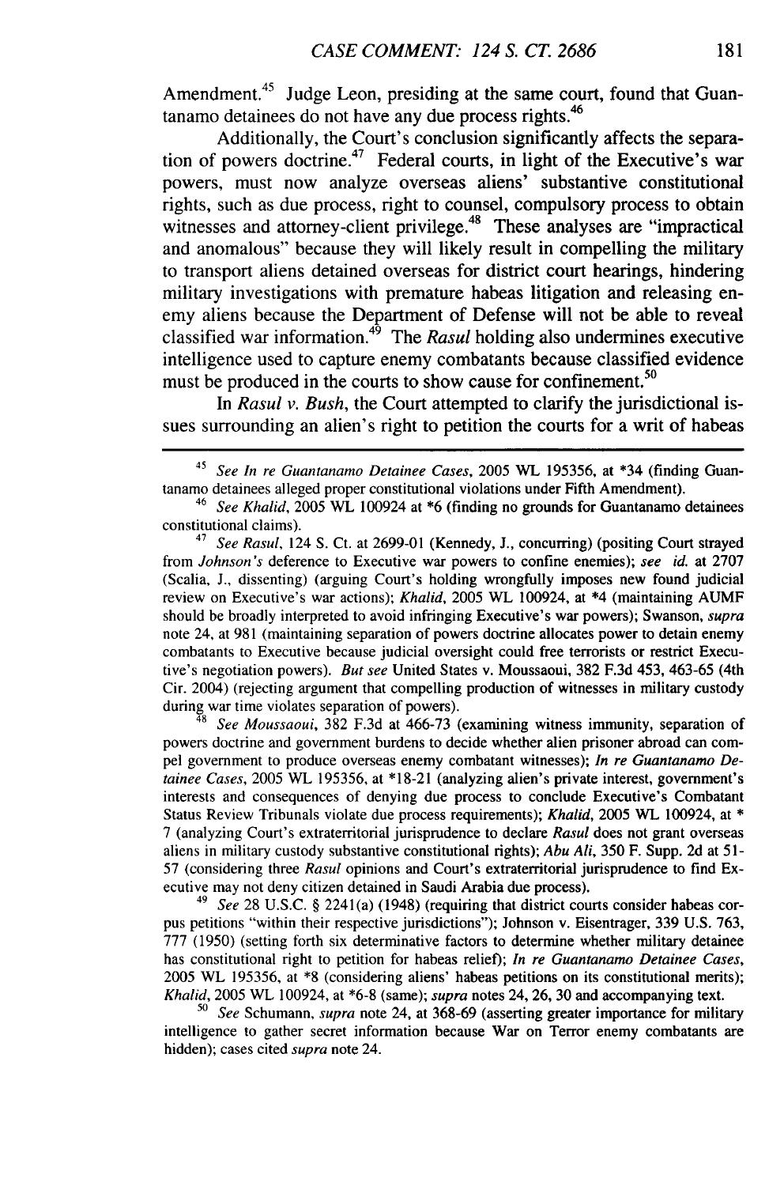Amendment.[45] Judge Leon, presiding at the same court, found that Guantanamo detainees do not have any due process rights.[46]

Additionally, the Court's conclusion significantly affects the separation of powers doctrine.[47] Federal courts, in light of the Executive's war powers, must now analyze overseas aliens' substantive constitutional rights, such as due process, right to counsel, compulsory process to obtain witnesses and attorney-client privilege.[48] These analyses are "impractical and anomalous" because they will likely result in compelling the military to transport aliens detained overseas for district court hearings, hindering military investigations with premature habeas litigation and releasing enemy aliens because the Department of Defense will not be able to reveal classified war information.[49] The *Rasul* holding also undermines executive intelligence used to capture enemy combatants because classified evidence must be produced in the courts to show cause for confinement.[50]

In *Rasul v. Bush*, the Court attempted to clarify the jurisdictional issues surrounding an alien's right to petition the courts for a writ of habeas

---

[45] *See In re Guantanamo Detainee Cases*, 2005 WL 195356, at *34 (finding Guantanamo detainees alleged proper constitutional violations under Fifth Amendment).

[46] *See Khalid*, 2005 WL 100924 at *6 (finding no grounds for Guantanamo detainees constitutional claims).

[47] *See Rasul*, 124 S. Ct. at 2699-01 (Kennedy, J., concurring) (positing Court strayed from *Johnson's* deference to Executive war powers to confine enemies); *see id.* at 2707 (Scalia, J., dissenting) (arguing Court's holding wrongfully imposes new found judicial review on Executive's war actions); *Khalid*, 2005 WL 100924, at *4 (maintaining AUMF should be broadly interpreted to avoid infringing Executive's war powers); Swanson, *supra* note 24, at 981 (maintaining separation of powers doctrine allocates power to detain enemy combatants to Executive because judicial oversight could free terrorists or restrict Executive's negotiation powers). *But see* United States v. Moussaoui, 382 F.3d 453, 463-65 (4th Cir. 2004) (rejecting argument that compelling production of witnesses in military custody during war time violates separation of powers).

[48] *See Moussaoui*, 382 F.3d at 466-73 (examining witness immunity, separation of powers doctrine and government burdens to decide whether alien prisoner abroad can compel government to produce overseas enemy combatant witnesses); *In re Guantanamo Detainee Cases*, 2005 WL 195356, at *18-21 (analyzing alien's private interest, government's interests and consequences of denying due process to conclude Executive's Combatant Status Review Tribunals violate due process requirements); *Khalid*, 2005 WL 100924, at * 7 (analyzing Court's extraterritorial jurisprudence to declare *Rasul* does not grant overseas aliens in military custody substantive constitutional rights); *Abu Ali*, 350 F. Supp. 2d at 51-57 (considering three *Rasul* opinions and Court's extraterritorial jurisprudence to find Executive may not deny citizen detained in Saudi Arabia due process).

[49] *See* 28 U.S.C. § 2241(a) (1948) (requiring that district courts consider habeas corpus petitions "within their respective jurisdictions"); Johnson v. Eisentrager, 339 U.S. 763, 777 (1950) (setting forth six determinative factors to determine whether military detainee has constitutional right to petition for habeas relief); *In re Guantanamo Detainee Cases*, 2005 WL 195356, at *8 (considering aliens' habeas petitions on its constitutional merits); *Khalid*, 2005 WL 100924, at *6-8 (same); *supra* notes 24, 26, 30 and accompanying text.

[50] *See* Schumann, *supra* note 24, at 368-69 (asserting greater importance for military intelligence to gather secret information because War on Terror enemy combatants are hidden); cases cited *supra* note 24.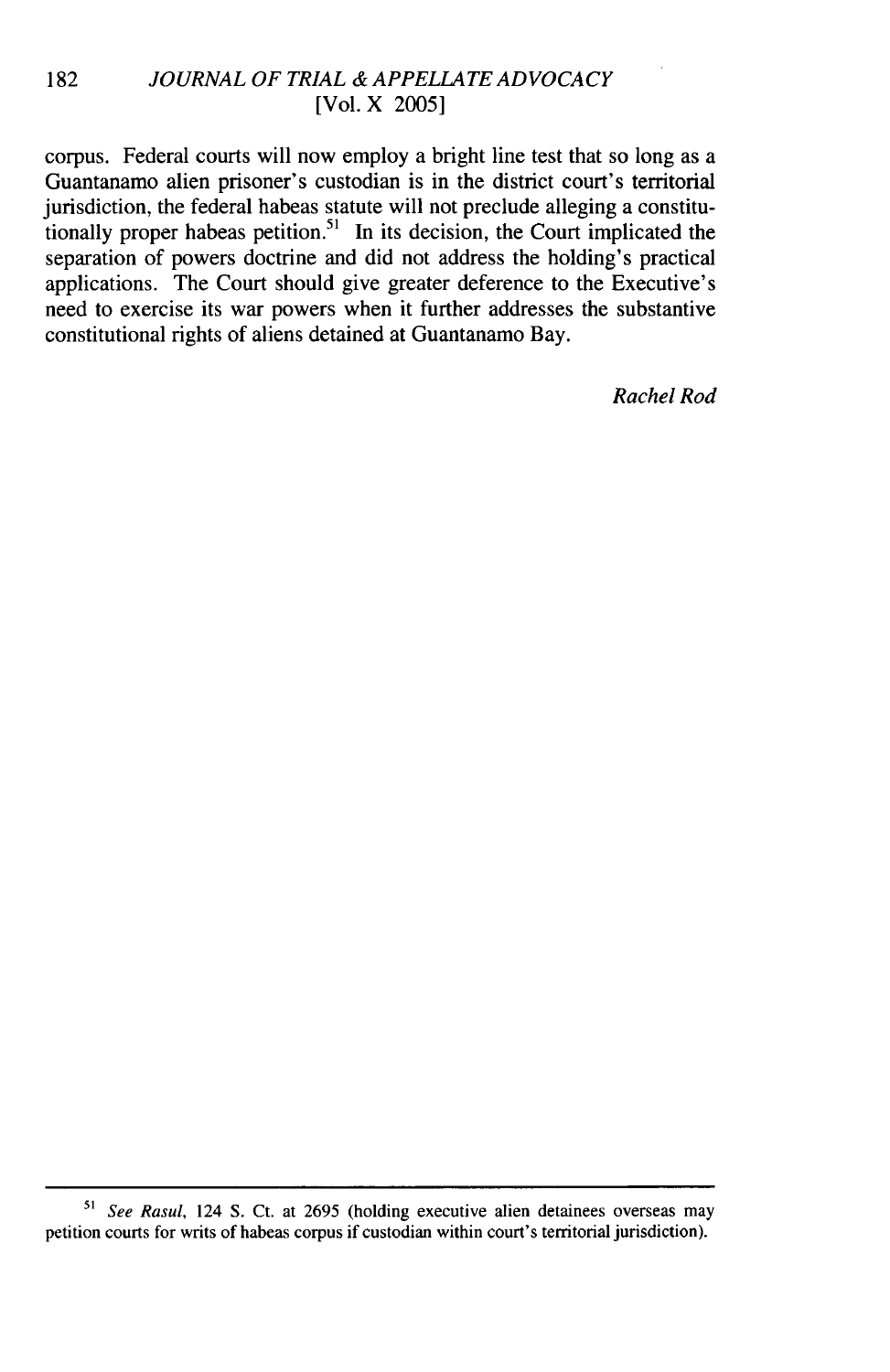corpus. Federal courts will now employ a bright line test that so long as a Guantanamo alien prisoner's custodian is in the district court's territorial jurisdiction, the federal habeas statute will not preclude alleging a constitutionally proper habeas petition.[51] In its decision, the Court implicated the separation of powers doctrine and did not address the holding's practical applications. The Court should give greater deference to the Executive's need to exercise its war powers when it further addresses the substantive constitutional rights of aliens detained at Guantanamo Bay.

*Rachel Rod*

---

[51] *See Rasul*, 124 S. Ct. at 2695 (holding executive alien detainees overseas may petition courts for writs of habeas corpus if custodian within court's territorial jurisdiction).